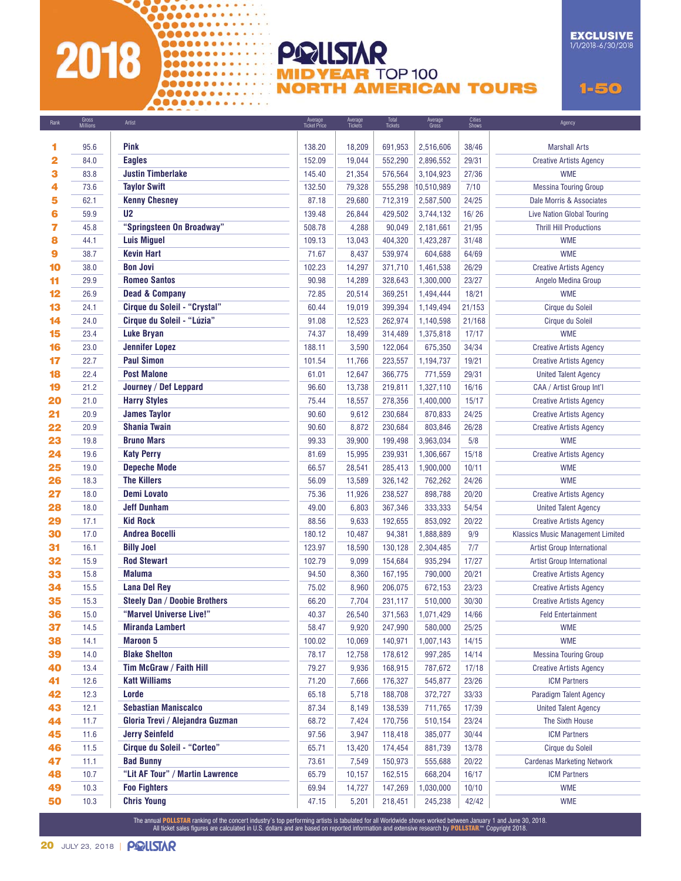# 2018 POLLSTAR MIDYEAR TOP 100 NORTH AMERICAN TOURS

**EXCLUSIVE** 1/1/2018-6/30/2018

**1-50**

| Rank | Gross Millions | Artist | Average Ticket Price | Average Tickets | Total Tickets | Average Gross | Cities Shows | Agency |
|---|---|---|---|---|---|---|---|---|
| 1 | 95.6 | **Pink** | 138.20 | 18,209 | 691,953 | 2,516,606 | 38/46 | Marshall Arts |
| 2 | 84.0 | **Eagles** | 152.09 | 19,044 | 552,290 | 2,896,552 | 29/31 | Creative Artists Agency |
| 3 | 83.8 | **Justin Timberlake** | 145.40 | 21,354 | 576,564 | 3,104,923 | 27/36 | WME |
| 4 | 73.6 | **Taylor Swift** | 132.50 | 79,328 | 555,298 | 10,510,989 | 7/10 | Messina Touring Group |
| 5 | 62.1 | **Kenny Chesney** | 87.18 | 29,680 | 712,319 | 2,587,500 | 24/25 | Dale Morris & Associates |
| 6 | 59.9 | **U2** | 139.48 | 26,844 | 429,502 | 3,744,132 | 16/ 26 | Live Nation Global Touring |
| 7 | 45.8 | **"Springsteen On Broadway"** | 508.78 | 4,288 | 90,049 | 2,181,661 | 21/95 | Thrill Hill Productions |
| 8 | 44.1 | **Luis Miguel** | 109.13 | 13,043 | 404,320 | 1,423,287 | 31/48 | WME |
| 9 | 38.7 | **Kevin Hart** | 71.67 | 8,437 | 539,974 | 604,688 | 64/69 | WME |
| 10 | 38.0 | **Bon Jovi** | 102.23 | 14,297 | 371,710 | 1,461,538 | 26/29 | Creative Artists Agency |
| 11 | 29.9 | **Romeo Santos** | 90.98 | 14,289 | 328,643 | 1,300,000 | 23/27 | Angelo Medina Group |
| 12 | 26.9 | **Dead & Company** | 72.85 | 20,514 | 369,251 | 1,494,444 | 18/21 | WME |
| 13 | 24.1 | **Cirque du Soleil - "Crystal"** | 60.44 | 19,019 | 399,394 | 1,149,494 | 21/153 | Cirque du Soleil |
| 14 | 24.0 | **Cirque du Soleil - "Lúzia"** | 91.08 | 12,523 | 262,974 | 1,140,598 | 21/168 | Cirque du Soleil |
| 15 | 23.4 | **Luke Bryan** | 74.37 | 18,499 | 314,489 | 1,375,818 | 17/17 | WME |
| 16 | 23.0 | **Jennifer Lopez** | 188.11 | 3,590 | 122,064 | 675,350 | 34/34 | Creative Artists Agency |
| 17 | 22.7 | **Paul Simon** | 101.54 | 11,766 | 223,557 | 1,194,737 | 19/21 | Creative Artists Agency |
| 18 | 22.4 | **Post Malone** | 61.01 | 12,647 | 366,775 | 771,559 | 29/31 | United Talent Agency |
| 19 | 21.2 | **Journey / Def Leppard** | 96.60 | 13,738 | 219,811 | 1,327,110 | 16/16 | CAA / Artist Group Int'l |
| 20 | 21.0 | **Harry Styles** | 75.44 | 18,557 | 278,356 | 1,400,000 | 15/17 | Creative Artists Agency |
| 21 | 20.9 | **James Taylor** | 90.60 | 9,612 | 230,684 | 870,833 | 24/25 | Creative Artists Agency |
| 22 | 20.9 | **Shania Twain** | 90.60 | 8,872 | 230,684 | 803,846 | 26/28 | Creative Artists Agency |
| 23 | 19.8 | **Bruno Mars** | 99.33 | 39,900 | 199,498 | 3,963,034 | 5/8 | WME |
| 24 | 19.6 | **Katy Perry** | 81.69 | 15,995 | 239,931 | 1,306,667 | 15/18 | Creative Artists Agency |
| 25 | 19.0 | **Depeche Mode** | 66.57 | 28,541 | 285,413 | 1,900,000 | 10/11 | WME |
| 26 | 18.3 | **The Killers** | 56.09 | 13,589 | 326,142 | 762,262 | 24/26 | WME |
| 27 | 18.0 | **Demi Lovato** | 75.36 | 11,926 | 238,527 | 898,788 | 20/20 | Creative Artists Agency |
| 28 | 18.0 | **Jeff Dunham** | 49.00 | 6,803 | 367,346 | 333,333 | 54/54 | United Talent Agency |
| 29 | 17.1 | **Kid Rock** | 88.56 | 9,633 | 192,655 | 853,092 | 20/22 | Creative Artists Agency |
| 30 | 17.0 | **Andrea Bocelli** | 180.12 | 10,487 | 94,381 | 1,888,889 | 9/9 | Klassics Music Management Limited |
| 31 | 16.1 | **Billy Joel** | 123.97 | 18,590 | 130,128 | 2,304,485 | 7/7 | Artist Group International |
| 32 | 15.9 | **Rod Stewart** | 102.79 | 9,099 | 154,684 | 935,294 | 17/27 | Artist Group International |
| 33 | 15.8 | **Maluma** | 94.50 | 8,360 | 167,195 | 790,000 | 20/21 | Creative Artists Agency |
| 34 | 15.5 | **Lana Del Rey** | 75.02 | 8,960 | 206,075 | 672,153 | 23/23 | Creative Artists Agency |
| 35 | 15.3 | **Steely Dan / Doobie Brothers** | 66.20 | 7,704 | 231,117 | 510,000 | 30/30 | Creative Artists Agency |
| 36 | 15.0 | **"Marvel Universe Live!"** | 40.37 | 26,540 | 371,563 | 1,071,429 | 14/66 | Feld Entertainment |
| 37 | 14.5 | **Miranda Lambert** | 58.47 | 9,920 | 247,990 | 580,000 | 25/25 | WME |
| 38 | 14.1 | **Maroon 5** | 100.02 | 10,069 | 140,971 | 1,007,143 | 14/15 | WME |
| 39 | 14.0 | **Blake Shelton** | 78.17 | 12,758 | 178,612 | 997,285 | 14/14 | Messina Touring Group |
| 40 | 13.4 | **Tim McGraw / Faith Hill** | 79.27 | 9,936 | 168,915 | 787,672 | 17/18 | Creative Artists Agency |
| 41 | 12.6 | **Katt Williams** | 71.20 | 7,666 | 176,327 | 545,877 | 23/26 | ICM Partners |
| 42 | 12.3 | **Lorde** | 65.18 | 5,718 | 188,708 | 372,727 | 33/33 | Paradigm Talent Agency |
| 43 | 12.1 | **Sebastian Maniscalco** | 87.34 | 8,149 | 138,539 | 711,765 | 17/39 | United Talent Agency |
| 44 | 11.7 | **Gloria Trevi / Alejandra Guzman** | 68.72 | 7,424 | 170,756 | 510,154 | 23/24 | The Sixth House |
| 45 | 11.6 | **Jerry Seinfeld** | 97.56 | 3,947 | 118,418 | 385,077 | 30/44 | ICM Partners |
| 46 | 11.5 | **Cirque du Soleil - "Corteo"** | 65.71 | 13,420 | 174,454 | 881,739 | 13/78 | Cirque du Soleil |
| 47 | 11.1 | **Bad Bunny** | 73.61 | 7,549 | 150,973 | 555,688 | 20/22 | Cardenas Marketing Network |
| 48 | 10.7 | **"Lit AF Tour" / Martin Lawrence** | 65.79 | 10,157 | 162,515 | 668,204 | 16/17 | ICM Partners |
| 49 | 10.3 | **Foo Fighters** | 69.94 | 14,727 | 147,269 | 1,030,000 | 10/10 | WME |
| 50 | 10.3 | **Chris Young** | 47.15 | 5,201 | 218,451 | 245,238 | 42/42 | WME |

The annual **POLLSTAR** ranking of the concert industry's top performing artists is tabulated for all Worldwide shows worked between January 1 and June 30, 2018.
All ticket sales figures are calculated in U.S. dollars and are based on reported information and extensive research by **POLLSTAR**.™ Copyright 2018.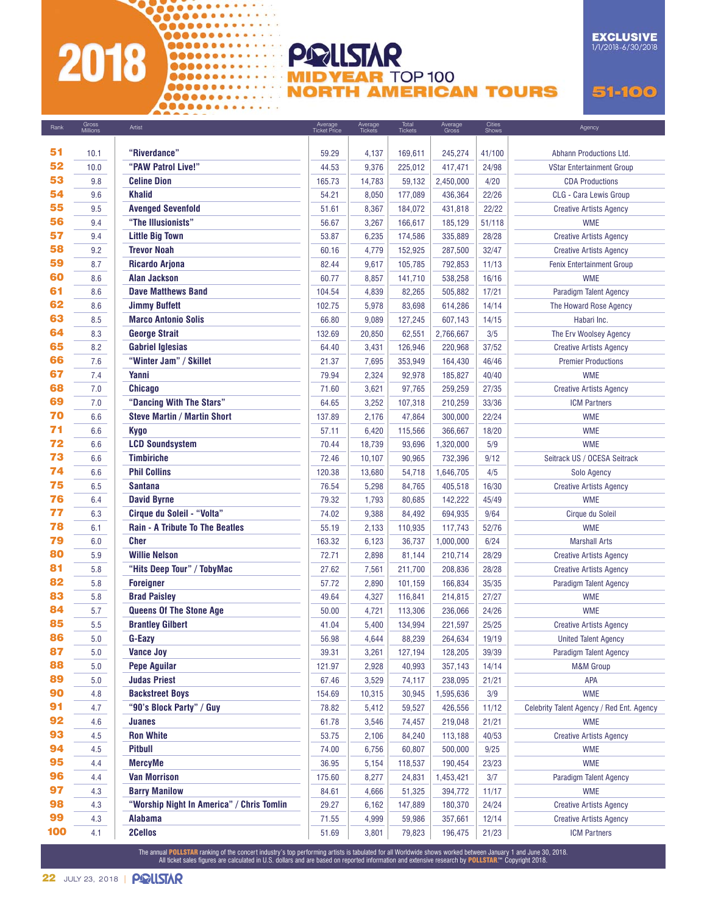# 2018 POLLSTAR MIDYEAR TOP 100 NORTH AMERICAN TOURS

EXCLUSIVE 1/1/2018-6/30/2018

51-100

| Rank | Gross Millions | Artist | Average Ticket Price | Average Tickets | Total Tickets | Average Gross | Cities Shows | Agency |
|---|---|---|---|---|---|---|---|---|
| 51 | 10.1 | "Riverdance" | 59.29 | 4,137 | 169,611 | 245,274 | 41/100 | Abhann Productions Ltd. |
| 52 | 10.0 | "PAW Patrol Live!" | 44.53 | 9,376 | 225,012 | 417,471 | 24/98 | VStar Entertainment Group |
| 53 | 9.8 | Celine Dion | 165.73 | 14,783 | 59,132 | 2,450,000 | 4/20 | CDA Productions |
| 54 | 9.6 | Khalid | 54.21 | 8,050 | 177,089 | 436,364 | 22/26 | CLG - Cara Lewis Group |
| 55 | 9.5 | Avenged Sevenfold | 51.61 | 8,367 | 184,072 | 431,818 | 22/22 | Creative Artists Agency |
| 56 | 9.4 | "The Illusionists" | 56.67 | 3,267 | 166,617 | 185,129 | 51/118 | WME |
| 57 | 9.4 | Little Big Town | 53.87 | 6,235 | 174,586 | 335,889 | 28/28 | Creative Artists Agency |
| 58 | 9.2 | Trevor Noah | 60.16 | 4,779 | 152,925 | 287,500 | 32/47 | Creative Artists Agency |
| 59 | 8.7 | Ricardo Arjona | 82.44 | 9,617 | 105,785 | 792,853 | 11/13 | Fenix Entertainment Group |
| 60 | 8.6 | Alan Jackson | 60.77 | 8,857 | 141,710 | 538,258 | 16/16 | WME |
| 61 | 8.6 | Dave Matthews Band | 104.54 | 4,839 | 82,265 | 505,882 | 17/21 | Paradigm Talent Agency |
| 62 | 8.6 | Jimmy Buffett | 102.75 | 5,978 | 83,698 | 614,286 | 14/14 | The Howard Rose Agency |
| 63 | 8.5 | Marco Antonio Solis | 66.80 | 9,089 | 127,245 | 607,143 | 14/15 | Habari Inc. |
| 64 | 8.3 | George Strait | 132.69 | 20,850 | 62,551 | 2,766,667 | 3/5 | The Erv Woolsey Agency |
| 65 | 8.2 | Gabriel Iglesias | 64.40 | 3,431 | 126,946 | 220,968 | 37/52 | Creative Artists Agency |
| 66 | 7.6 | "Winter Jam" / Skillet | 21.37 | 7,695 | 353,949 | 164,430 | 46/46 | Premier Productions |
| 67 | 7.4 | Yanni | 79.94 | 2,324 | 92,978 | 185,827 | 40/40 | WME |
| 68 | 7.0 | Chicago | 71.60 | 3,621 | 97,765 | 259,259 | 27/35 | Creative Artists Agency |
| 69 | 7.0 | "Dancing With The Stars" | 64.65 | 3,252 | 107,318 | 210,259 | 33/36 | ICM Partners |
| 70 | 6.6 | Steve Martin / Martin Short | 137.89 | 2,176 | 47,864 | 300,000 | 22/24 | WME |
| 71 | 6.6 | Kygo | 57.11 | 6,420 | 115,566 | 366,667 | 18/20 | WME |
| 72 | 6.6 | LCD Soundsystem | 70.44 | 18,739 | 93,696 | 1,320,000 | 5/9 | WME |
| 73 | 6.6 | Timbiriche | 72.46 | 10,107 | 90,965 | 732,396 | 9/12 | Seitrack US / OCESA Seitrack |
| 74 | 6.6 | Phil Collins | 120.38 | 13,680 | 54,718 | 1,646,705 | 4/5 | Solo Agency |
| 75 | 6.5 | Santana | 76.54 | 5,298 | 84,765 | 405,518 | 16/30 | Creative Artists Agency |
| 76 | 6.4 | David Byrne | 79.32 | 1,793 | 80,685 | 142,222 | 45/49 | WME |
| 77 | 6.3 | Cirque du Soleil - "Volta" | 74.02 | 9,388 | 84,492 | 694,935 | 9/64 | Cirque du Soleil |
| 78 | 6.1 | Rain - A Tribute To The Beatles | 55.19 | 2,133 | 110,935 | 117,743 | 52/76 | WME |
| 79 | 6.0 | Cher | 163.32 | 6,123 | 36,737 | 1,000,000 | 6/24 | Marshall Arts |
| 80 | 5.9 | Willie Nelson | 72.71 | 2,898 | 81,144 | 210,714 | 28/29 | Creative Artists Agency |
| 81 | 5.8 | "Hits Deep Tour" / TobyMac | 27.62 | 7,561 | 211,700 | 208,836 | 28/28 | Creative Artists Agency |
| 82 | 5.8 | Foreigner | 57.72 | 2,890 | 101,159 | 166,834 | 35/35 | Paradigm Talent Agency |
| 83 | 5.8 | Brad Paisley | 49.64 | 4,327 | 116,841 | 214,815 | 27/27 | WME |
| 84 | 5.7 | Queens Of The Stone Age | 50.00 | 4,721 | 113,306 | 236,066 | 24/26 | WME |
| 85 | 5.5 | Brantley Gilbert | 41.04 | 5,400 | 134,994 | 221,597 | 25/25 | Creative Artists Agency |
| 86 | 5.0 | G-Eazy | 56.98 | 4,644 | 88,239 | 264,634 | 19/19 | United Talent Agency |
| 87 | 5.0 | Vance Joy | 39.31 | 3,261 | 127,194 | 128,205 | 39/39 | Paradigm Talent Agency |
| 88 | 5.0 | Pepe Aguilar | 121.97 | 2,928 | 40,993 | 357,143 | 14/14 | M&M Group |
| 89 | 5.0 | Judas Priest | 67.46 | 3,529 | 74,117 | 238,095 | 21/21 | APA |
| 90 | 4.8 | Backstreet Boys | 154.69 | 10,315 | 30,945 | 1,595,636 | 3/9 | WME |
| 91 | 4.7 | "90's Block Party" / Guy | 78.82 | 5,412 | 59,527 | 426,556 | 11/12 | Celebrity Talent Agency / Red Ent. Agency |
| 92 | 4.6 | Juanes | 61.78 | 3,546 | 74,457 | 219,048 | 21/21 | WME |
| 93 | 4.5 | Ron White | 53.75 | 2,106 | 84,240 | 113,188 | 40/53 | Creative Artists Agency |
| 94 | 4.5 | Pitbull | 74.00 | 6,756 | 60,807 | 500,000 | 9/25 | WME |
| 95 | 4.4 | MercyMe | 36.95 | 5,154 | 118,537 | 190,454 | 23/23 | WME |
| 96 | 4.4 | Van Morrison | 175.60 | 8,277 | 24,831 | 1,453,421 | 3/7 | Paradigm Talent Agency |
| 97 | 4.3 | Barry Manilow | 84.61 | 4,666 | 51,325 | 394,772 | 11/17 | WME |
| 98 | 4.3 | "Worship Night In America" / Chris Tomlin | 29.27 | 6,162 | 147,889 | 180,370 | 24/24 | Creative Artists Agency |
| 99 | 4.3 | Alabama | 71.55 | 4,999 | 59,986 | 357,661 | 12/14 | Creative Artists Agency |
| 100 | 4.1 | 2Cellos | 51.69 | 3,801 | 79,823 | 196,475 | 21/23 | ICM Partners |

The annual POLLSTAR ranking of the concert industry's top performing artists is tabulated for all Worldwide shows worked between January 1 and June 30, 2018. All ticket sales figures are calculated in U.S. dollars and are based on reported information and extensive research by POLLSTAR.™ Copyright 2018.